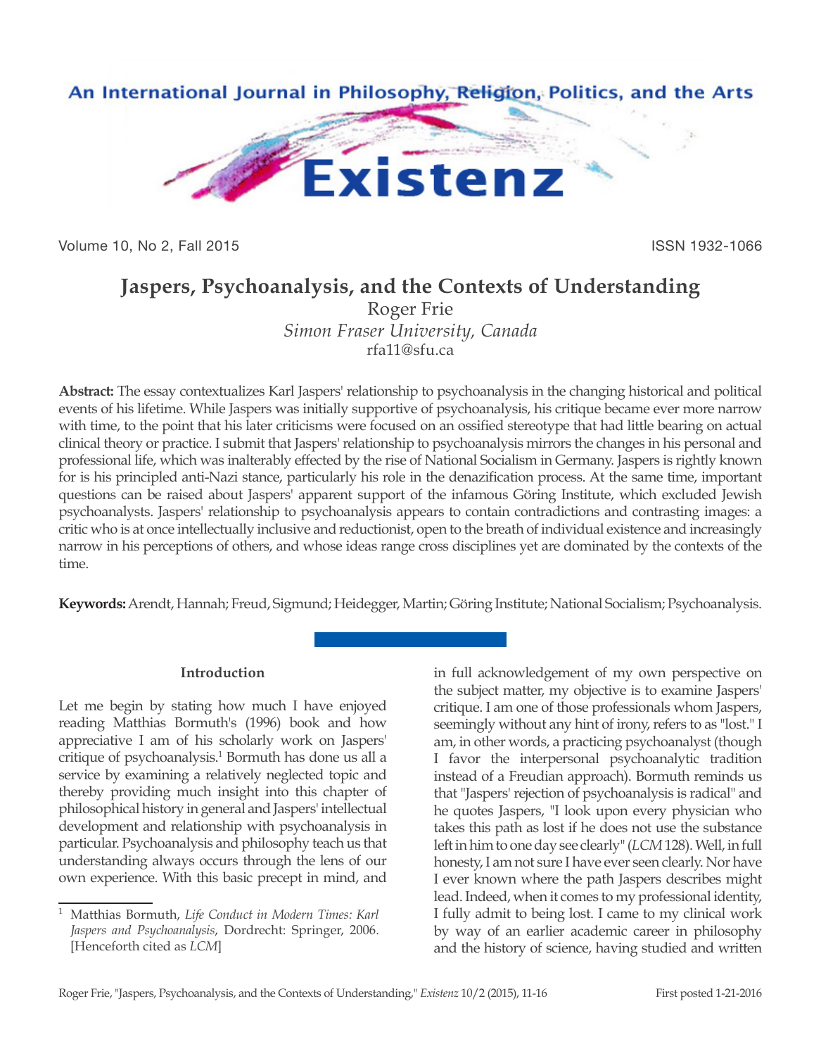# Jaspers, Psychoanalysis, and the Contexts of Understanding

Roger Frie
*Simon Fraser University, Canada*
rfa11@sfu.ca

**Abstract:** The essay contextualizes Karl Jaspers' relationship to psychoanalysis in the changing historical and political events of his lifetime. While Jaspers was initially supportive of psychoanalysis, his critique became ever more narrow with time, to the point that his later criticisms were focused on an ossified stereotype that had little bearing on actual clinical theory or practice. I submit that Jaspers' relationship to psychoanalysis mirrors the changes in his personal and professional life, which was inalterably effected by the rise of National Socialism in Germany. Jaspers is rightly known for is his principled anti-Nazi stance, particularly his role in the denazification process. At the same time, important questions can be raised about Jaspers' apparent support of the infamous Göring Institute, which excluded Jewish psychoanalysts. Jaspers' relationship to psychoanalysis appears to contain contradictions and contrasting images: a critic who is at once intellectually inclusive and reductionist, open to the breath of individual existence and increasingly narrow in his perceptions of others, and whose ideas range cross disciplines yet are dominated by the contexts of the time.

**Keywords:** Arendt, Hannah; Freud, Sigmund; Heidegger, Martin; Göring Institute; National Socialism; Psychoanalysis.

## Introduction

Let me begin by stating how much I have enjoyed reading Matthias Bormuth's (1996) book and how appreciative I am of his scholarly work on Jaspers' critique of psychoanalysis.[1] Bormuth has done us all a service by examining a relatively neglected topic and thereby providing much insight into this chapter of philosophical history in general and Jaspers' intellectual development and relationship with psychoanalysis in particular. Psychoanalysis and philosophy teach us that understanding always occurs through the lens of our own experience. With this basic precept in mind, and in full acknowledgement of my own perspective on the subject matter, my objective is to examine Jaspers' critique. I am one of those professionals whom Jaspers, seemingly without any hint of irony, refers to as "lost." I am, in other words, a practicing psychoanalyst (though I favor the interpersonal psychoanalytic tradition instead of a Freudian approach). Bormuth reminds us that "Jaspers' rejection of psychoanalysis is radical" and he quotes Jaspers, "I look upon every physician who takes this path as lost if he does not use the substance left in him to one day see clearly" (*LCM* 128). Well, in full honesty, I am not sure I have ever seen clearly. Nor have I ever known where the path Jaspers describes might lead. Indeed, when it comes to my professional identity, I fully admit to being lost. I came to my clinical work by way of an earlier academic career in philosophy and the history of science, having studied and written

[1] Matthias Bormuth, *Life Conduct in Modern Times: Karl Jaspers and Psychoanalysis*, Dordrecht: Springer, 2006. [Henceforth cited as *LCM*]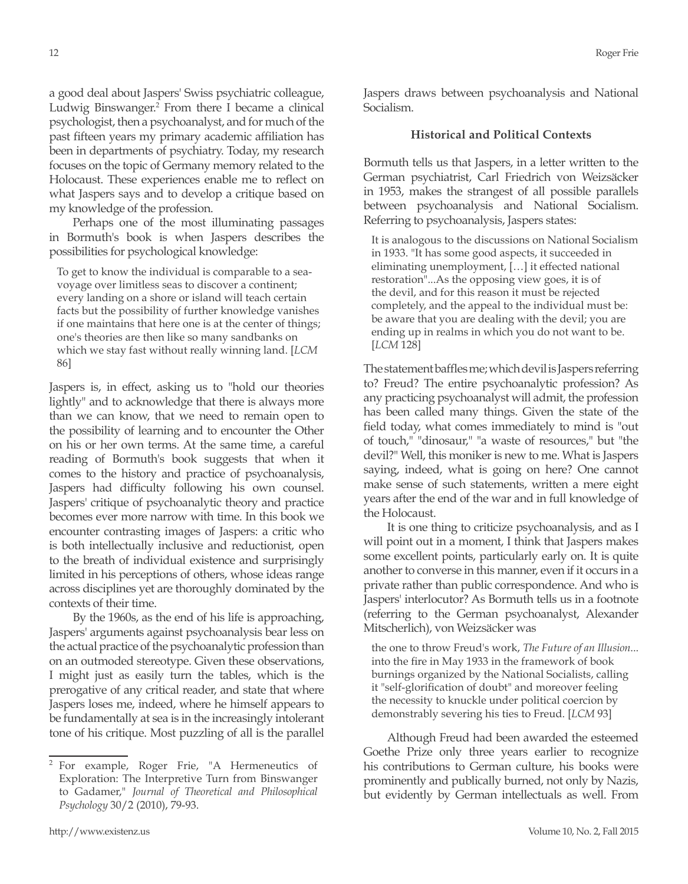a good deal about Jaspers' Swiss psychiatric colleague, Ludwig Binswanger.[2] From there I became a clinical psychologist, then a psychoanalyst, and for much of the past fifteen years my primary academic affiliation has been in departments of psychiatry. Today, my research focuses on the topic of Germany memory related to the Holocaust. These experiences enable me to reflect on what Jaspers says and to develop a critique based on my knowledge of the profession.

Perhaps one of the most illuminating passages in Bormuth's book is when Jaspers describes the possibilities for psychological knowledge:

> To get to know the individual is comparable to a sea-voyage over limitless seas to discover a continent; every landing on a shore or island will teach certain facts but the possibility of further knowledge vanishes if one maintains that here one is at the center of things; one's theories are then like so many sandbanks on which we stay fast without really winning land. [*LCM* 86]

Jaspers is, in effect, asking us to "hold our theories lightly" and to acknowledge that there is always more than we can know, that we need to remain open to the possibility of learning and to encounter the Other on his or her own terms. At the same time, a careful reading of Bormuth's book suggests that when it comes to the history and practice of psychoanalysis, Jaspers had difficulty following his own counsel. Jaspers' critique of psychoanalytic theory and practice becomes ever more narrow with time. In this book we encounter contrasting images of Jaspers: a critic who is both intellectually inclusive and reductionist, open to the breath of individual existence and surprisingly limited in his perceptions of others, whose ideas range across disciplines yet are thoroughly dominated by the contexts of their time.

By the 1960s, as the end of his life is approaching, Jaspers' arguments against psychoanalysis bear less on the actual practice of the psychoanalytic profession than on an outmoded stereotype. Given these observations, I might just as easily turn the tables, which is the prerogative of any critical reader, and state that where Jaspers loses me, indeed, where he himself appears to be fundamentally at sea is in the increasingly intolerant tone of his critique. Most puzzling of all is the parallel Jaspers draws between psychoanalysis and National Socialism.

### Historical and Political Contexts

Bormuth tells us that Jaspers, in a letter written to the German psychiatrist, Carl Friedrich von Weizsäcker in 1953, makes the strangest of all possible parallels between psychoanalysis and National Socialism. Referring to psychoanalysis, Jaspers states:

> It is analogous to the discussions on National Socialism in 1933. "It has some good aspects, it succeeded in eliminating unemployment, […] it effected national restoration"...As the opposing view goes, it is of the devil, and for this reason it must be rejected completely, and the appeal to the individual must be: be aware that you are dealing with the devil; you are ending up in realms in which you do not want to be. [*LCM* 128]

The statement baffles me; which devil is Jaspers referring to? Freud? The entire psychoanalytic profession? As any practicing psychoanalyst will admit, the profession has been called many things. Given the state of the field today, what comes immediately to mind is "out of touch," "dinosaur," "a waste of resources," but "the devil?" Well, this moniker is new to me. What is Jaspers saying, indeed, what is going on here? One cannot make sense of such statements, written a mere eight years after the end of the war and in full knowledge of the Holocaust.

It is one thing to criticize psychoanalysis, and as I will point out in a moment, I think that Jaspers makes some excellent points, particularly early on. It is quite another to converse in this manner, even if it occurs in a private rather than public correspondence. And who is Jaspers' interlocutor? As Bormuth tells us in a footnote (referring to the German psychoanalyst, Alexander Mitscherlich), von Weizsäcker was

> the one to throw Freud's work, *The Future of an Illusion*... into the fire in May 1933 in the framework of book burnings organized by the National Socialists, calling it "self-glorification of doubt" and moreover feeling the necessity to knuckle under political coercion by demonstrably severing his ties to Freud. [*LCM* 93]

Although Freud had been awarded the esteemed Goethe Prize only three years earlier to recognize his contributions to German culture, his books were prominently and publically burned, not only by Nazis, but evidently by German intellectuals as well. From

---

[2] For example, Roger Frie, "A Hermeneutics of Exploration: The Interpretive Turn from Binswanger to Gadamer," *Journal of Theoretical and Philosophical Psychology* 30/2 (2010), 79-93.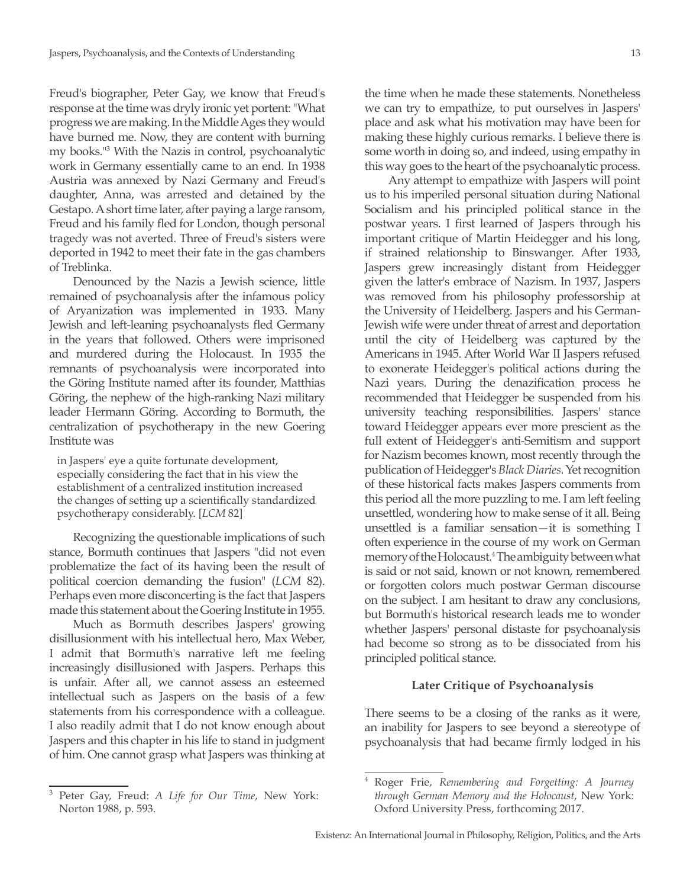Freud's biographer, Peter Gay, we know that Freud's response at the time was dryly ironic yet portent: "What progress we are making. In the Middle Ages they would have burned me. Now, they are content with burning my books."[3] With the Nazis in control, psychoanalytic work in Germany essentially came to an end. In 1938 Austria was annexed by Nazi Germany and Freud's daughter, Anna, was arrested and detained by the Gestapo. A short time later, after paying a large ransom, Freud and his family fled for London, though personal tragedy was not averted. Three of Freud's sisters were deported in 1942 to meet their fate in the gas chambers of Treblinka.

Denounced by the Nazis a Jewish science, little remained of psychoanalysis after the infamous policy of Aryanization was implemented in 1933. Many Jewish and left-leaning psychoanalysts fled Germany in the years that followed. Others were imprisoned and murdered during the Holocaust. In 1935 the remnants of psychoanalysis were incorporated into the Göring Institute named after its founder, Matthias Göring, the nephew of the high-ranking Nazi military leader Hermann Göring. According to Bormuth, the centralization of psychotherapy in the new Goering Institute was

> in Jaspers' eye a quite fortunate development, especially considering the fact that in his view the establishment of a centralized institution increased the changes of setting up a scientifically standardized psychotherapy considerably. [*LCM* 82]

Recognizing the questionable implications of such stance, Bormuth continues that Jaspers "did not even problematize the fact of its having been the result of political coercion demanding the fusion" (*LCM* 82). Perhaps even more disconcerting is the fact that Jaspers made this statement about the Goering Institute in 1955.

Much as Bormuth describes Jaspers' growing disillusionment with his intellectual hero, Max Weber, I admit that Bormuth's narrative left me feeling increasingly disillusioned with Jaspers. Perhaps this is unfair. After all, we cannot assess an esteemed intellectual such as Jaspers on the basis of a few statements from his correspondence with a colleague. I also readily admit that I do not know enough about Jaspers and this chapter in his life to stand in judgment of him. One cannot grasp what Jaspers was thinking at the time when he made these statements. Nonetheless we can try to empathize, to put ourselves in Jaspers' place and ask what his motivation may have been for making these highly curious remarks. I believe there is some worth in doing so, and indeed, using empathy in this way goes to the heart of the psychoanalytic process.

Any attempt to empathize with Jaspers will point us to his imperiled personal situation during National Socialism and his principled political stance in the postwar years. I first learned of Jaspers through his important critique of Martin Heidegger and his long, if strained relationship to Binswanger. After 1933, Jaspers grew increasingly distant from Heidegger given the latter's embrace of Nazism. In 1937, Jaspers was removed from his philosophy professorship at the University of Heidelberg. Jaspers and his German-Jewish wife were under threat of arrest and deportation until the city of Heidelberg was captured by the Americans in 1945. After World War II Jaspers refused to exonerate Heidegger's political actions during the Nazi years. During the denazification process he recommended that Heidegger be suspended from his university teaching responsibilities. Jaspers' stance toward Heidegger appears ever more prescient as the full extent of Heidegger's anti-Semitism and support for Nazism becomes known, most recently through the publication of Heidegger's *Black Diaries*. Yet recognition of these historical facts makes Jaspers comments from this period all the more puzzling to me. I am left feeling unsettled, wondering how to make sense of it all. Being unsettled is a familiar sensation—it is something I often experience in the course of my work on German memory of the Holocaust.[4] The ambiguity between what is said or not said, known or not known, remembered or forgotten colors much postwar German discourse on the subject. I am hesitant to draw any conclusions, but Bormuth's historical research leads me to wonder whether Jaspers' personal distaste for psychoanalysis had become so strong as to be dissociated from his principled political stance.

### Later Critique of Psychoanalysis

There seems to be a closing of the ranks as it were, an inability for Jaspers to see beyond a stereotype of psychoanalysis that had became firmly lodged in his

---

[3] Peter Gay, Freud: *A Life for Our Time*, New York: Norton 1988, p. 593.

[4] Roger Frie, *Remembering and Forgetting: A Journey through German Memory and the Holocaust*, New York: Oxford University Press, forthcoming 2017.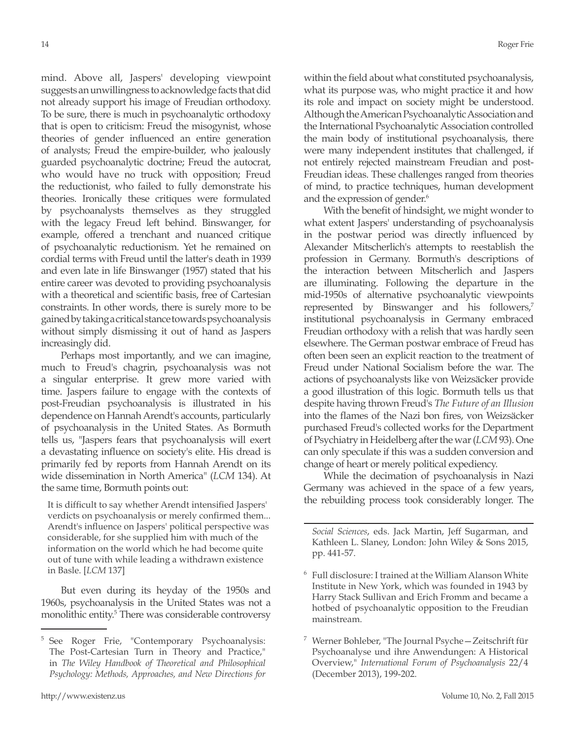mind. Above all, Jaspers' developing viewpoint suggests an unwillingness to acknowledge facts that did not already support his image of Freudian orthodoxy. To be sure, there is much in psychoanalytic orthodoxy that is open to criticism: Freud the misogynist, whose theories of gender influenced an entire generation of analysts; Freud the empire-builder, who jealously guarded psychoanalytic doctrine; Freud the autocrat, who would have no truck with opposition; Freud the reductionist, who failed to fully demonstrate his theories. Ironically these critiques were formulated by psychoanalysts themselves as they struggled with the legacy Freud left behind. Binswanger, for example, offered a trenchant and nuanced critique of psychoanalytic reductionism. Yet he remained on cordial terms with Freud until the latter's death in 1939 and even late in life Binswanger (1957) stated that his entire career was devoted to providing psychoanalysis with a theoretical and scientific basis, free of Cartesian constraints. In other words, there is surely more to be gained by taking a critical stance towards psychoanalysis without simply dismissing it out of hand as Jaspers increasingly did.

Perhaps most importantly, and we can imagine, much to Freud's chagrin, psychoanalysis was not a singular enterprise. It grew more varied with time. Jaspers failure to engage with the contexts of post-Freudian psychoanalysis is illustrated in his dependence on Hannah Arendt's accounts, particularly of psychoanalysis in the United States. As Bormuth tells us, "Jaspers fears that psychoanalysis will exert a devastating influence on society's elite. His dread is primarily fed by reports from Hannah Arendt on its wide dissemination in North America" (*LCM* 134). At the same time, Bormuth points out:

> It is difficult to say whether Arendt intensified Jaspers' verdicts on psychoanalysis or merely confirmed them... Arendt's influence on Jaspers' political perspective was considerable, for she supplied him with much of the information on the world which he had become quite out of tune with while leading a withdrawn existence in Basle. [*LCM* 137]

But even during its heyday of the 1950s and 1960s, psychoanalysis in the United States was not a monolithic entity.[5] There was considerable controversy within the field about what constituted psychoanalysis, what its purpose was, who might practice it and how its role and impact on society might be understood. Although the American Psychoanalytic Association and the International Psychoanalytic Association controlled the main body of institutional psychoanalysis, there were many independent institutes that challenged, if not entirely rejected mainstream Freudian and post-Freudian ideas. These challenges ranged from theories of mind, to practice techniques, human development and the expression of gender.[6]

With the benefit of hindsight, we might wonder to what extent Jaspers' understanding of psychoanalysis in the postwar period was directly influenced by Alexander Mitscherlich's attempts to reestablish the profession in Germany. Bormuth's descriptions of the interaction between Mitscherlich and Jaspers are illuminating. Following the departure in the mid-1950s of alternative psychoanalytic viewpoints represented by Binswanger and his followers,[7] institutional psychoanalysis in Germany embraced Freudian orthodoxy with a relish that was hardly seen elsewhere. The German postwar embrace of Freud has often been seen an explicit reaction to the treatment of Freud under National Socialism before the war. The actions of psychoanalysts like von Weizsäcker provide a good illustration of this logic. Bormuth tells us that despite having thrown Freud's *The Future of an Illusion* into the flames of the Nazi bon fires, von Weizsäcker purchased Freud's collected works for the Department of Psychiatry in Heidelberg after the war (*LCM* 93). One can only speculate if this was a sudden conversion and change of heart or merely political expediency.

While the decimation of psychoanalysis in Nazi Germany was achieved in the space of a few years, the rebuilding process took considerably longer. The

---

[5] See Roger Frie, "Contemporary Psychoanalysis: The Post-Cartesian Turn in Theory and Practice," in *The Wiley Handbook of Theoretical and Philosophical Psychology: Methods, Approaches, and New Directions for Social Sciences*, eds. Jack Martin, Jeff Sugarman, and Kathleen L. Slaney, London: John Wiley & Sons 2015, pp. 441-57.

[6] Full disclosure: I trained at the William Alanson White Institute in New York, which was founded in 1943 by Harry Stack Sullivan and Erich Fromm and became a hotbed of psychoanalytic opposition to the Freudian mainstream.

[7] Werner Bohleber, "The Journal Psyche—Zeitschrift für Psychoanalyse und ihre Anwendungen: A Historical Overview," *International Forum of Psychoanalysis* 22/4 (December 2013), 199-202.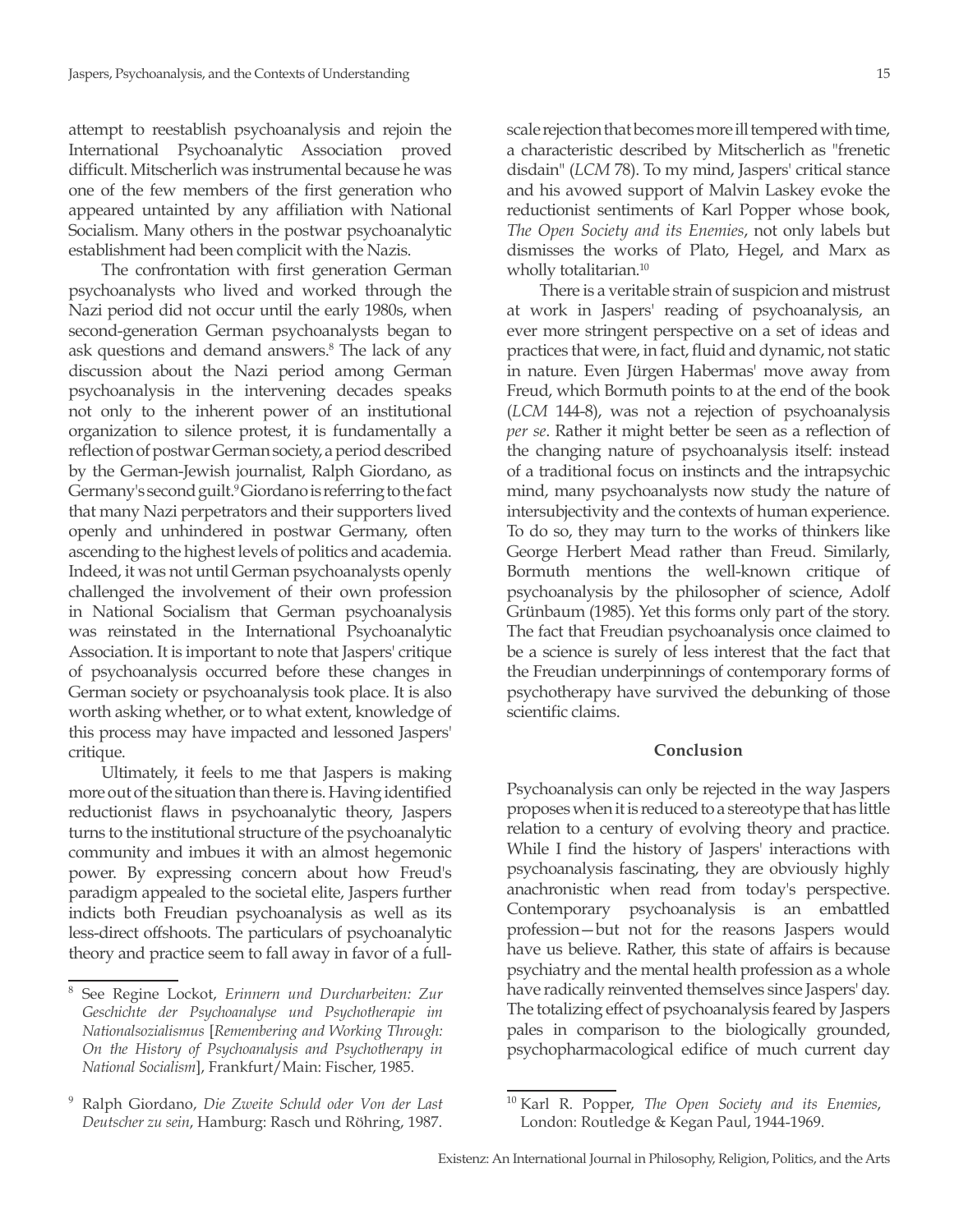attempt to reestablish psychoanalysis and rejoin the International Psychoanalytic Association proved difficult. Mitscherlich was instrumental because he was one of the few members of the first generation who appeared untainted by any affiliation with National Socialism. Many others in the postwar psychoanalytic establishment had been complicit with the Nazis.

The confrontation with first generation German psychoanalysts who lived and worked through the Nazi period did not occur until the early 1980s, when second-generation German psychoanalysts began to ask questions and demand answers.[8] The lack of any discussion about the Nazi period among German psychoanalysis in the intervening decades speaks not only to the inherent power of an institutional organization to silence protest, it is fundamentally a reflection of postwar German society, a period described by the German-Jewish journalist, Ralph Giordano, as Germany's second guilt.[9] Giordano is referring to the fact that many Nazi perpetrators and their supporters lived openly and unhindered in postwar Germany, often ascending to the highest levels of politics and academia. Indeed, it was not until German psychoanalysts openly challenged the involvement of their own profession in National Socialism that German psychoanalysis was reinstated in the International Psychoanalytic Association. It is important to note that Jaspers' critique of psychoanalysis occurred before these changes in German society or psychoanalysis took place. It is also worth asking whether, or to what extent, knowledge of this process may have impacted and lessoned Jaspers' critique.

Ultimately, it feels to me that Jaspers is making more out of the situation than there is. Having identified reductionist flaws in psychoanalytic theory, Jaspers turns to the institutional structure of the psychoanalytic community and imbues it with an almost hegemonic power. By expressing concern about how Freud's paradigm appealed to the societal elite, Jaspers further indicts both Freudian psychoanalysis as well as its less-direct offshoots. The particulars of psychoanalytic theory and practice seem to fall away in favor of a full-scale rejection that becomes more ill tempered with time, a characteristic described by Mitscherlich as "frenetic disdain" (*LCM* 78). To my mind, Jaspers' critical stance and his avowed support of Malvin Laskey evoke the reductionist sentiments of Karl Popper whose book, *The Open Society and its Enemies*, not only labels but dismisses the works of Plato, Hegel, and Marx as wholly totalitarian.[10]

There is a veritable strain of suspicion and mistrust at work in Jaspers' reading of psychoanalysis, an ever more stringent perspective on a set of ideas and practices that were, in fact, fluid and dynamic, not static in nature. Even Jürgen Habermas' move away from Freud, which Bormuth points to at the end of the book (*LCM* 144-8), was not a rejection of psychoanalysis *per se*. Rather it might better be seen as a reflection of the changing nature of psychoanalysis itself: instead of a traditional focus on instincts and the intrapsychic mind, many psychoanalysts now study the nature of intersubjectivity and the contexts of human experience. To do so, they may turn to the works of thinkers like George Herbert Mead rather than Freud. Similarly, Bormuth mentions the well-known critique of psychoanalysis by the philosopher of science, Adolf Grünbaum (1985). Yet this forms only part of the story. The fact that Freudian psychoanalysis once claimed to be a science is surely of less interest that the fact that the Freudian underpinnings of contemporary forms of psychotherapy have survived the debunking of those scientific claims.

## Conclusion

Psychoanalysis can only be rejected in the way Jaspers proposes when it is reduced to a stereotype that has little relation to a century of evolving theory and practice. While I find the history of Jaspers' interactions with psychoanalysis fascinating, they are obviously highly anachronistic when read from today's perspective. Contemporary psychoanalysis is an embattled profession—but not for the reasons Jaspers would have us believe. Rather, this state of affairs is because psychiatry and the mental health profession as a whole have radically reinvented themselves since Jaspers' day. The totalizing effect of psychoanalysis feared by Jaspers pales in comparison to the biologically grounded, psychopharmacological edifice of much current day

---

[8] See Regine Lockot, *Erinnern und Durcharbeiten: Zur Geschichte der Psychoanalyse und Psychotherapie im Nationalsozialismus* [*Remembering and Working Through: On the History of Psychoanalysis and Psychotherapy in National Socialism*], Frankfurt/Main: Fischer, 1985.

[9] Ralph Giordano, *Die Zweite Schuld oder Von der Last Deutscher zu sein*, Hamburg: Rasch und Röhring, 1987.

[10] Karl R. Popper, *The Open Society and its Enemies*, London: Routledge & Kegan Paul, 1944-1969.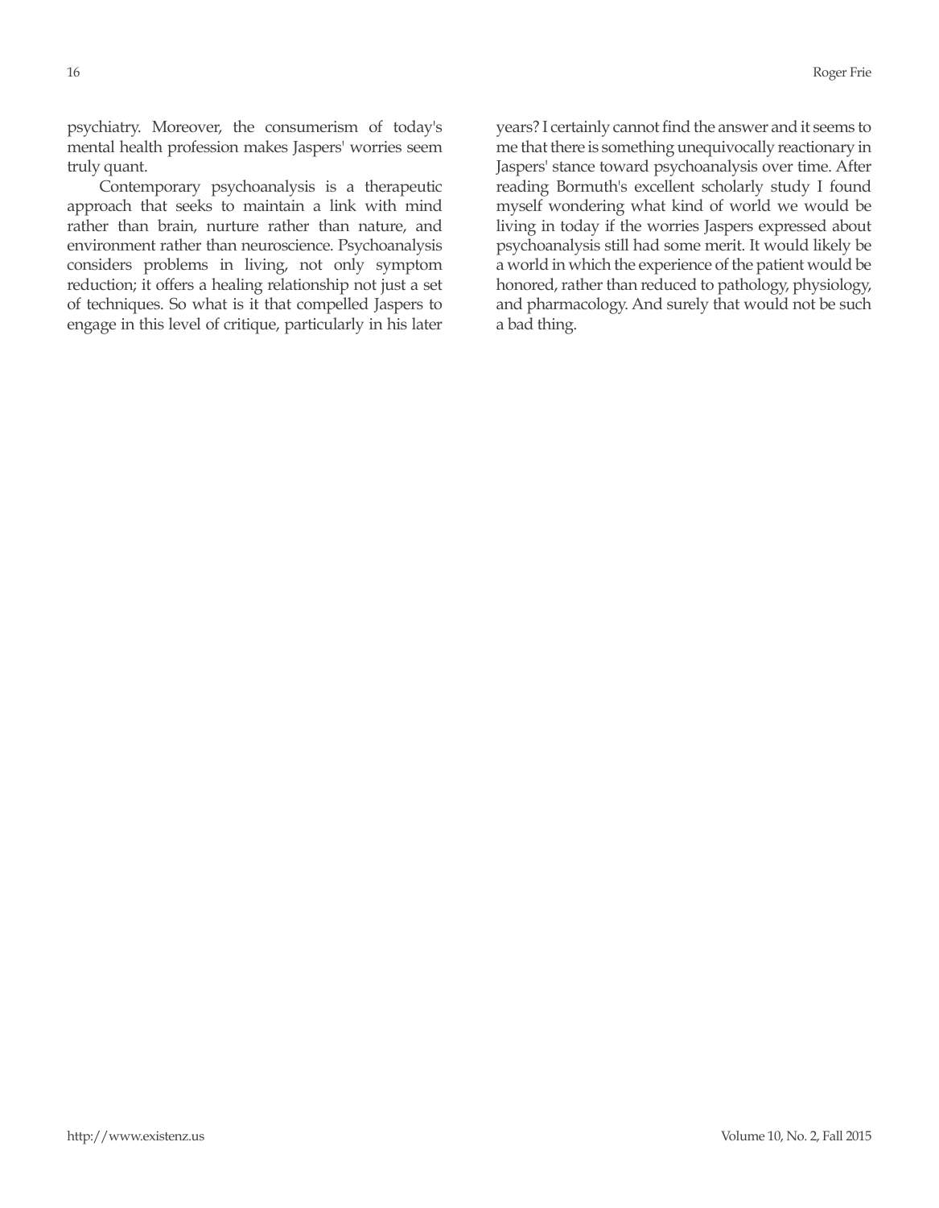psychiatry. Moreover, the consumerism of today's mental health profession makes Jaspers' worries seem truly quant.

Contemporary psychoanalysis is a therapeutic approach that seeks to maintain a link with mind rather than brain, nurture rather than nature, and environment rather than neuroscience. Psychoanalysis considers problems in living, not only symptom reduction; it offers a healing relationship not just a set of techniques. So what is it that compelled Jaspers to engage in this level of critique, particularly in his later years? I certainly cannot find the answer and it seems to me that there is something unequivocally reactionary in Jaspers' stance toward psychoanalysis over time. After reading Bormuth's excellent scholarly study I found myself wondering what kind of world we would be living in today if the worries Jaspers expressed about psychoanalysis still had some merit. It would likely be a world in which the experience of the patient would be honored, rather than reduced to pathology, physiology, and pharmacology. And surely that would not be such a bad thing.